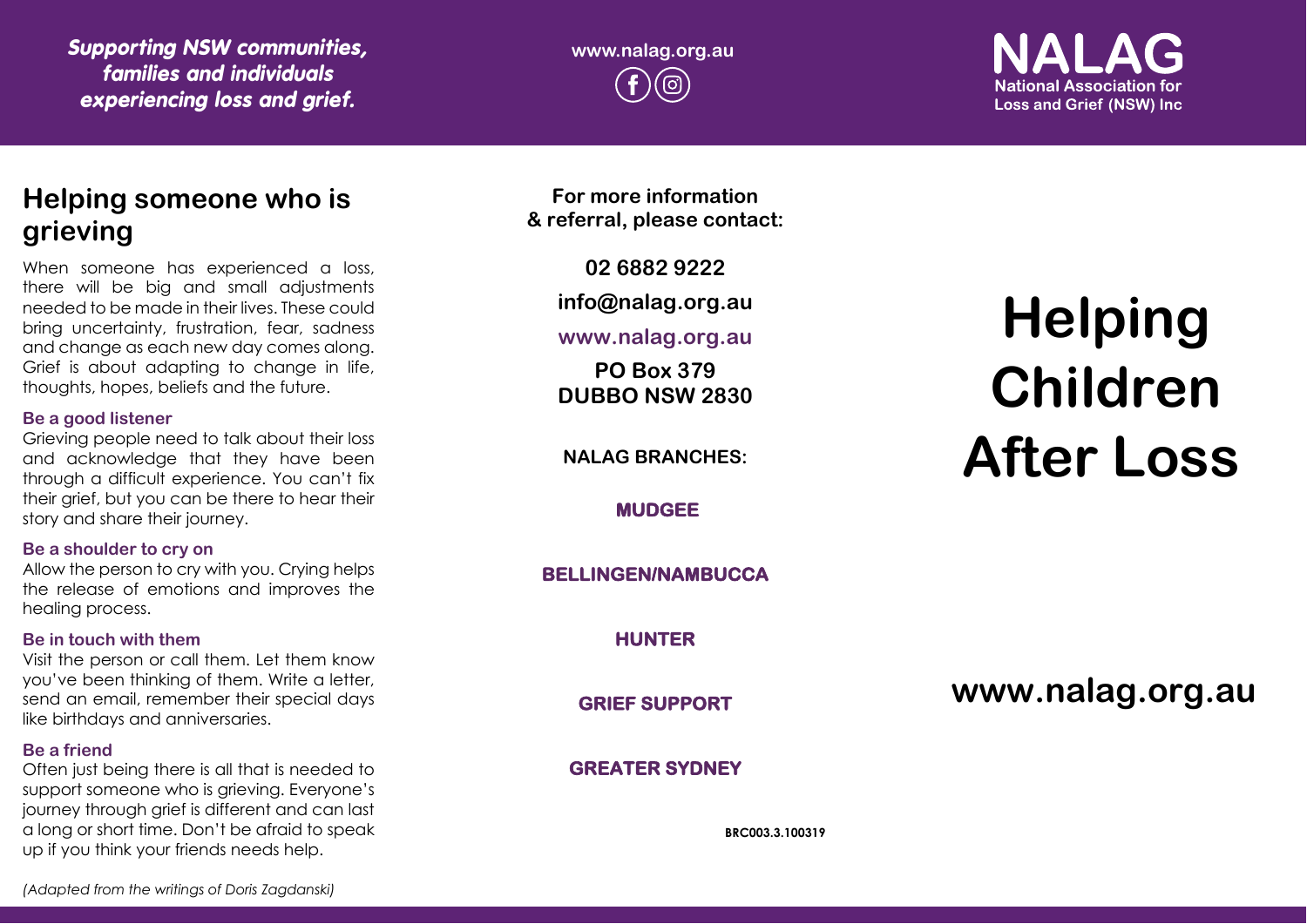*Supporting NSW communities, families and individuals experiencing loss and grief.*

www.nalag.org.au

**NALAG**
**National Association for Loss and Grief (NSW) Inc**

## Helping someone who is grieving

When someone has experienced a loss, there will be big and small adjustments needed to be made in their lives. These could bring uncertainty, frustration, fear, sadness and change as each new day comes along. Grief is about adapting to change in life, thoughts, hopes, beliefs and the future.

### Be a good listener

Grieving people need to talk about their loss and acknowledge that they have been through a difficult experience. You can't fix their grief, but you can be there to hear their story and share their journey.

### Be a shoulder to cry on

Allow the person to cry with you. Crying helps the release of emotions and improves the healing process.

### Be in touch with them

Visit the person or call them. Let them know you've been thinking of them. Write a letter, send an email, remember their special days like birthdays and anniversaries.

### Be a friend

Often just being there is all that is needed to support someone who is grieving. Everyone's journey through grief is different and can last a long or short time. Don't be afraid to speak up if you think your friends needs help.

*(Adapted from the writings of Doris Zagdanski)*

**For more information & referral, please contact:**

**02 6882 9222**

**info@nalag.org.au**

**www.nalag.org.au**

**PO Box 379**
**DUBBO NSW 2830**

**NALAG BRANCHES:**

**MUDGEE**

**BELLINGEN/NAMBUCCA**

**HUNTER**

**GRIEF SUPPORT**

**GREATER SYDNEY**

BRC003.3.100319

# Helping Children After Loss

**www.nalag.org.au**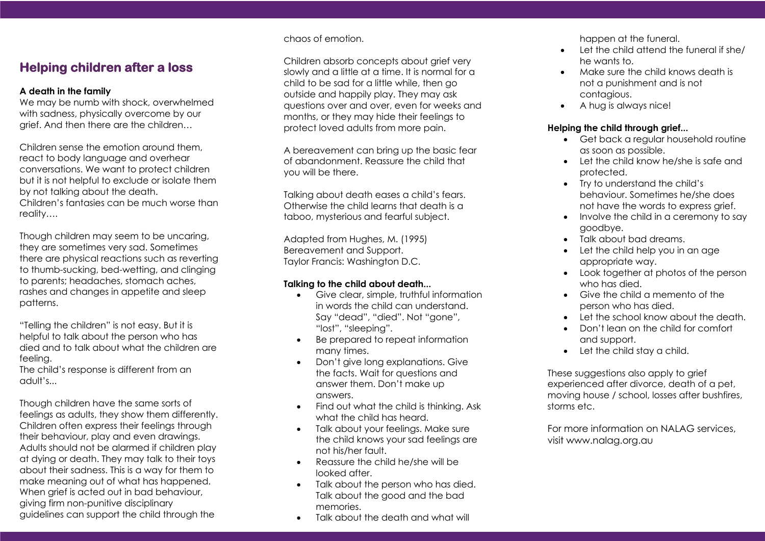## Helping children after a loss

**A death in the family**

We may be numb with shock, overwhelmed with sadness, physically overcome by our grief. And then there are the children…

Children sense the emotion around them, react to body language and overhear conversations. We want to protect children but it is not helpful to exclude or isolate them by not talking about the death. Children's fantasies can be much worse than reality….

Though children may seem to be uncaring, they are sometimes very sad. Sometimes there are physical reactions such as reverting to thumb-sucking, bed-wetting, and clinging to parents; headaches, stomach aches, rashes and changes in appetite and sleep patterns.

"Telling the children" is not easy. But it is helpful to talk about the person who has died and to talk about what the children are feeling.
The child's response is different from an adult's...

Though children have the same sorts of feelings as adults, they show them differently. Children often express their feelings through their behaviour, play and even drawings. Adults should not be alarmed if children play at dying or death. They may talk to their toys about their sadness. This is a way for them to make meaning out of what has happened. When grief is acted out in bad behaviour, giving firm non-punitive disciplinary guidelines can support the child through the chaos of emotion.

Children absorb concepts about grief very slowly and a little at a time. It is normal for a child to be sad for a little while, then go outside and happily play. They may ask questions over and over, even for weeks and months, or they may hide their feelings to protect loved adults from more pain.

A bereavement can bring up the basic fear of abandonment. Reassure the child that you will be there.

Talking about death eases a child's fears. Otherwise the child learns that death is a taboo, mysterious and fearful subject.

Adapted from Hughes, M. (1995)
Bereavement and Support.
Taylor Francis: Washington D.C.

**Talking to the child about death...**

- Give clear, simple, truthful information in words the child can understand. Say "dead", "died". Not "gone", "lost", "sleeping".
- Be prepared to repeat information many times.
- Don't give long explanations. Give the facts. Wait for questions and answer them. Don't make up answers.
- Find out what the child is thinking. Ask what the child has heard.
- Talk about your feelings. Make sure the child knows your sad feelings are not his/her fault.
- Reassure the child he/she will be looked after.
- Talk about the person who has died. Talk about the good and the bad memories.
- Talk about the death and what will happen at the funeral.
- Let the child attend the funeral if she/he wants to.
- Make sure the child knows death is not a punishment and is not contagious.
- A hug is always nice!

**Helping the child through grief...**

- Get back a regular household routine as soon as possible.
- Let the child know he/she is safe and protected.
- Try to understand the child's behaviour. Sometimes he/she does not have the words to express grief.
- Involve the child in a ceremony to say goodbye.
- Talk about bad dreams.
- Let the child help you in an age appropriate way.
- Look together at photos of the person who has died.
- Give the child a memento of the person who has died.
- Let the school know about the death.
- Don't lean on the child for comfort and support.
- Let the child stay a child.

These suggestions also apply to grief experienced after divorce, death of a pet, moving house / school, losses after bushfires, storms etc.

For more information on NALAG services, visit www.nalag.org.au